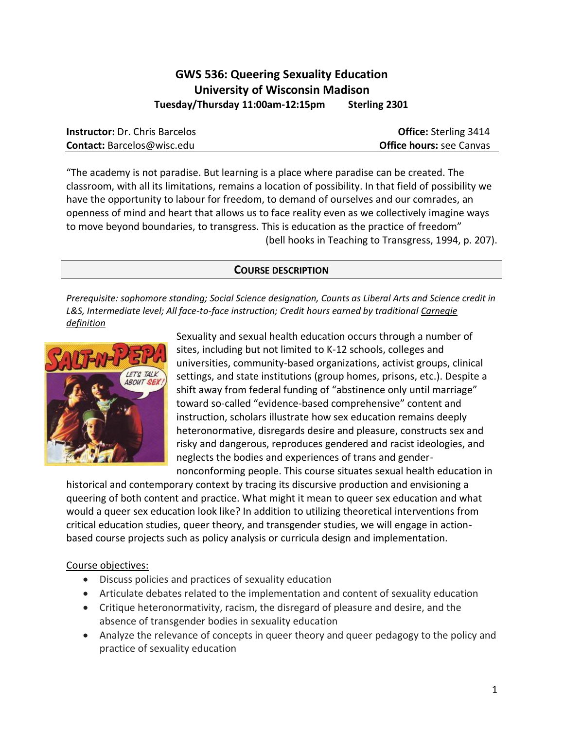# GWS 536: Queering Sexuality Education
## University of Wisconsin Madison
**Tuesday/Thursday 11:00am-12:15pm Sterling 2301**

| | |
|---|---|
| **Instructor:** Dr. Chris Barcelos | **Office:** Sterling 3414 |
| **Contact:** Barcelos@wisc.edu | **Office hours:** see Canvas |

"The academy is not paradise. But learning is a place where paradise can be created. The classroom, with all its limitations, remains a location of possibility. In that field of possibility we have the opportunity to labour for freedom, to demand of ourselves and our comrades, an openness of mind and heart that allows us to face reality even as we collectively imagine ways to move beyond boundaries, to transgress. This is education as the practice of freedom" (bell hooks in Teaching to Transgress, 1994, p. 207).

## COURSE DESCRIPTION

*Prerequisite: sophomore standing; Social Science designation, Counts as Liberal Arts and Science credit in L&S, Intermediate level; All face-to-face instruction; Credit hours earned by traditional Carnegie definition*

Sexuality and sexual health education occurs through a number of sites, including but not limited to K-12 schools, colleges and universities, community-based organizations, activist groups, clinical settings, and state institutions (group homes, prisons, etc.). Despite a shift away from federal funding of "abstinence only until marriage" toward so-called "evidence-based comprehensive" content and instruction, scholars illustrate how sex education remains deeply heteronormative, disregards desire and pleasure, constructs sex and risky and dangerous, reproduces gendered and racist ideologies, and neglects the bodies and experiences of trans and gender-nonconforming people. This course situates sexual health education in historical and contemporary context by tracing its discursive production and envisioning a queering of both content and practice. What might it mean to queer sex education and what would a queer sex education look like? In addition to utilizing theoretical interventions from critical education studies, queer theory, and transgender studies, we will engage in action-based course projects such as policy analysis or curricula design and implementation.

Course objectives:

- Discuss policies and practices of sexuality education
- Articulate debates related to the implementation and content of sexuality education
- Critique heteronormativity, racism, the disregard of pleasure and desire, and the absence of transgender bodies in sexuality education
- Analyze the relevance of concepts in queer theory and queer pedagogy to the policy and practice of sexuality education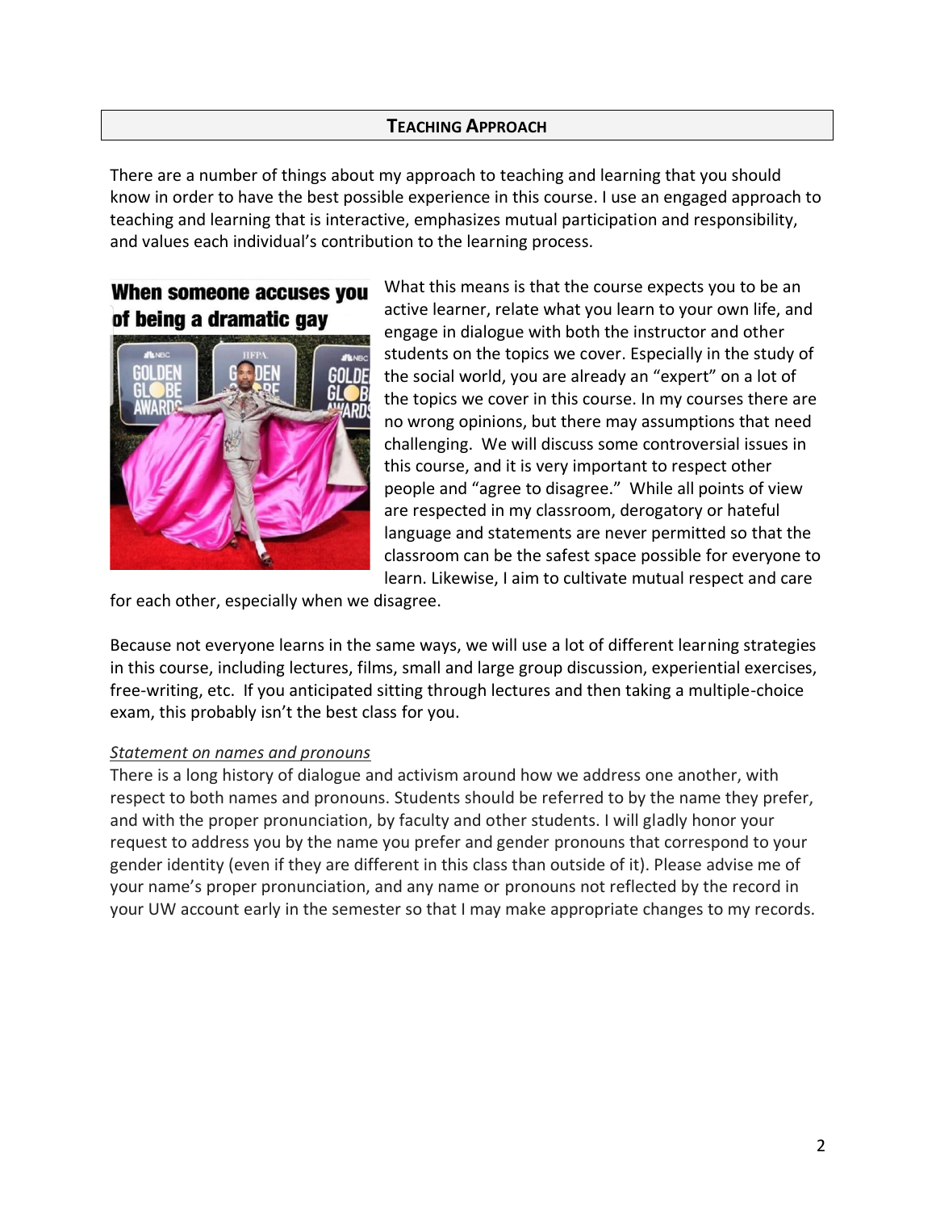## Teaching Approach

There are a number of things about my approach to teaching and learning that you should know in order to have the best possible experience in this course. I use an engaged approach to teaching and learning that is interactive, emphasizes mutual participation and responsibility, and values each individual's contribution to the learning process.

What this means is that the course expects you to be an active learner, relate what you learn to your own life, and engage in dialogue with both the instructor and other students on the topics we cover. Especially in the study of the social world, you are already an "expert" on a lot of the topics we cover in this course. In my courses there are no wrong opinions, but there may assumptions that need challenging. We will discuss some controversial issues in this course, and it is very important to respect other people and "agree to disagree." While all points of view are respected in my classroom, derogatory or hateful language and statements are never permitted so that the classroom can be the safest space possible for everyone to learn. Likewise, I aim to cultivate mutual respect and care for each other, especially when we disagree.

Because not everyone learns in the same ways, we will use a lot of different learning strategies in this course, including lectures, films, small and large group discussion, experiential exercises, free-writing, etc. If you anticipated sitting through lectures and then taking a multiple-choice exam, this probably isn't the best class for you.

*Statement on names and pronouns*

There is a long history of dialogue and activism around how we address one another, with respect to both names and pronouns. Students should be referred to by the name they prefer, and with the proper pronunciation, by faculty and other students. I will gladly honor your request to address you by the name you prefer and gender pronouns that correspond to your gender identity (even if they are different in this class than outside of it). Please advise me of your name's proper pronunciation, and any name or pronouns not reflected by the record in your UW account early in the semester so that I may make appropriate changes to my records.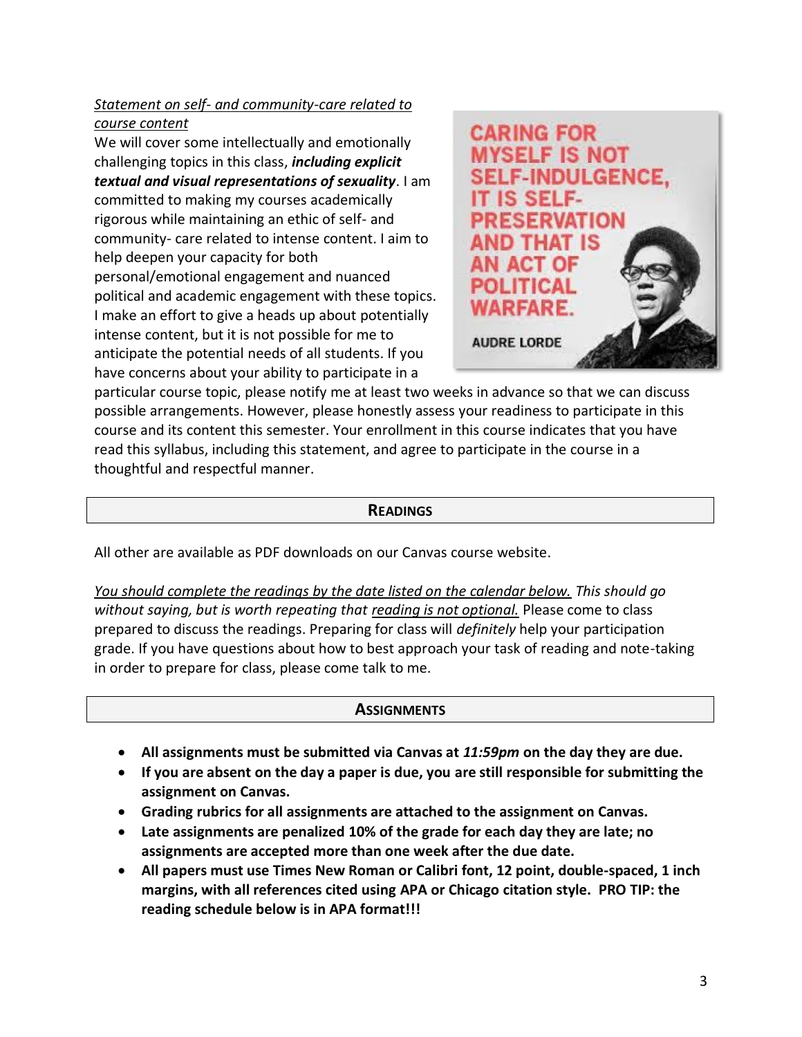*Statement on self- and community-care related to course content*

We will cover some intellectually and emotionally challenging topics in this class, ***including explicit textual and visual representations of sexuality***. I am committed to making my courses academically rigorous while maintaining an ethic of self- and community- care related to intense content. I aim to help deepen your capacity for both personal/emotional engagement and nuanced political and academic engagement with these topics. I make an effort to give a heads up about potentially intense content, but it is not possible for me to anticipate the potential needs of all students. If you have concerns about your ability to participate in a particular course topic, please notify me at least two weeks in advance so that we can discuss possible arrangements. However, please honestly assess your readiness to participate in this course and its content this semester. Your enrollment in this course indicates that you have read this syllabus, including this statement, and agree to participate in the course in a thoughtful and respectful manner.

CARING FOR MYSELF IS NOT SELF-INDULGENCE, IT IS SELF-PRESERVATION AND THAT IS AN ACT OF POLITICAL WARFARE.

AUDRE LORDE

## READINGS

All other are available as PDF downloads on our Canvas course website.

*You should complete the readings by the date listed on the calendar below. This should go without saying, but is worth repeating that reading is not optional.* Please come to class prepared to discuss the readings. Preparing for class will *definitely* help your participation grade. If you have questions about how to best approach your task of reading and note-taking in order to prepare for class, please come talk to me.

## ASSIGNMENTS

- **All assignments must be submitted via Canvas at *11:59pm* on the day they are due.**
- **If you are absent on the day a paper is due, you are still responsible for submitting the assignment on Canvas.**
- **Grading rubrics for all assignments are attached to the assignment on Canvas.**
- **Late assignments are penalized 10% of the grade for each day they are late; no assignments are accepted more than one week after the due date.**
- **All papers must use Times New Roman or Calibri font, 12 point, double-spaced, 1 inch margins, with all references cited using APA or Chicago citation style. PRO TIP: the reading schedule below is in APA format!!!**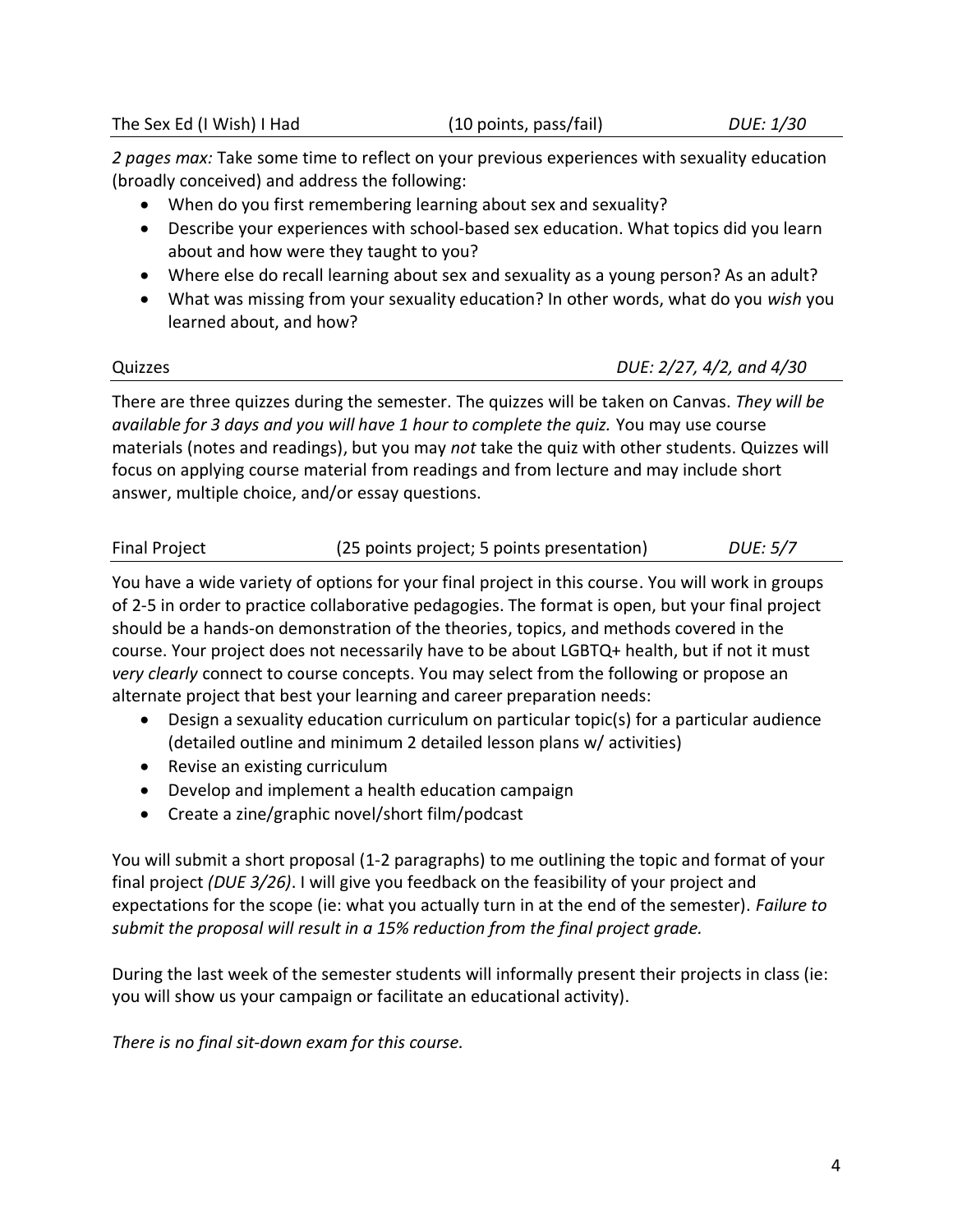The Sex Ed (I Wish) I Had | (10 points, pass/fail) | *DUE: 1/30*

*2 pages max:* Take some time to reflect on your previous experiences with sexuality education (broadly conceived) and address the following:

- When do you first remembering learning about sex and sexuality?
- Describe your experiences with school-based sex education. What topics did you learn about and how were they taught to you?
- Where else do recall learning about sex and sexuality as a young person? As an adult?
- What was missing from your sexuality education? In other words, what do you *wish* you learned about, and how?

Quizzes | *DUE: 2/27, 4/2, and 4/30*

There are three quizzes during the semester. The quizzes will be taken on Canvas. *They will be available for 3 days and you will have 1 hour to complete the quiz.* You may use course materials (notes and readings), but you may *not* take the quiz with other students. Quizzes will focus on applying course material from readings and from lecture and may include short answer, multiple choice, and/or essay questions.

Final Project | (25 points project; 5 points presentation) | *DUE: 5/7*

You have a wide variety of options for your final project in this course. You will work in groups of 2-5 in order to practice collaborative pedagogies. The format is open, but your final project should be a hands-on demonstration of the theories, topics, and methods covered in the course. Your project does not necessarily have to be about LGBTQ+ health, but if not it must *very clearly* connect to course concepts. You may select from the following or propose an alternate project that best your learning and career preparation needs:

- Design a sexuality education curriculum on particular topic(s) for a particular audience (detailed outline and minimum 2 detailed lesson plans w/ activities)
- Revise an existing curriculum
- Develop and implement a health education campaign
- Create a zine/graphic novel/short film/podcast

You will submit a short proposal (1-2 paragraphs) to me outlining the topic and format of your final project *(DUE 3/26)*. I will give you feedback on the feasibility of your project and expectations for the scope (ie: what you actually turn in at the end of the semester). *Failure to submit the proposal will result in a 15% reduction from the final project grade.*

During the last week of the semester students will informally present their projects in class (ie: you will show us your campaign or facilitate an educational activity).

*There is no final sit-down exam for this course.*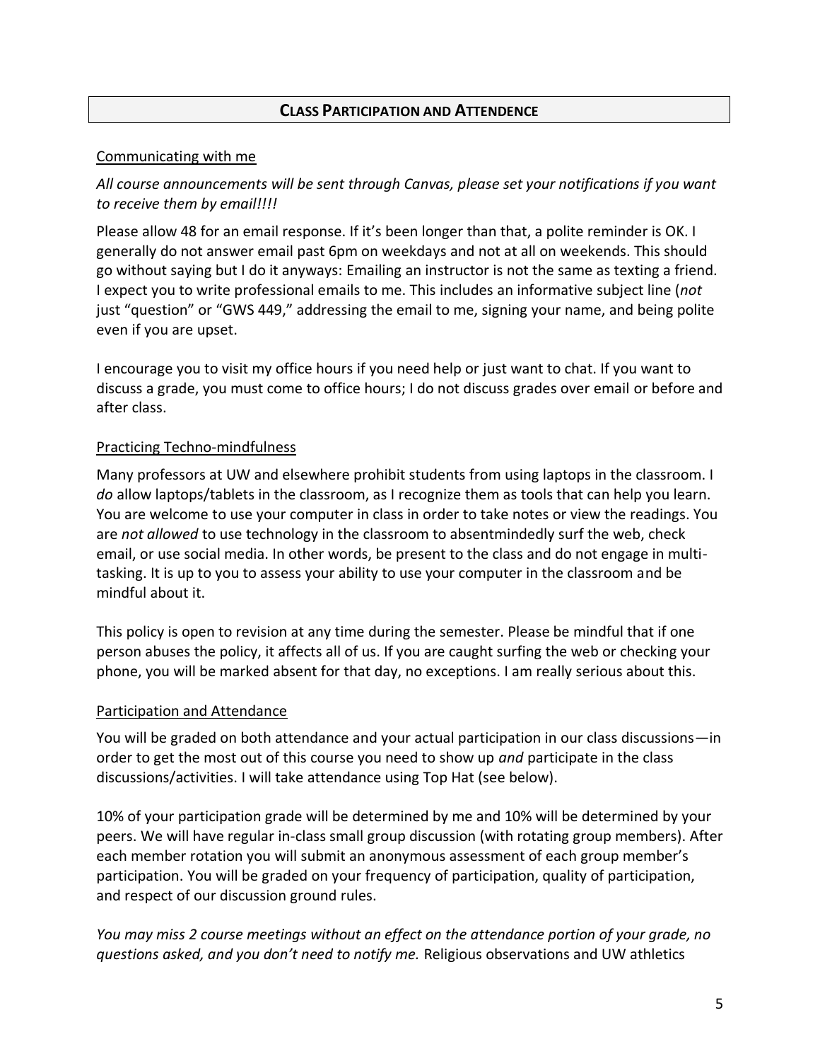## Class Participation and Attendence

### Communicating with me

*All course announcements will be sent through Canvas, please set your notifications if you want to receive them by email!!!!*

Please allow 48 for an email response. If it's been longer than that, a polite reminder is OK. I generally do not answer email past 6pm on weekdays and not at all on weekends. This should go without saying but I do it anyways: Emailing an instructor is not the same as texting a friend. I expect you to write professional emails to me. This includes an informative subject line (*not* just "question" or "GWS 449," addressing the email to me, signing your name, and being polite even if you are upset.

I encourage you to visit my office hours if you need help or just want to chat. If you want to discuss a grade, you must come to office hours; I do not discuss grades over email or before and after class.

### Practicing Techno-mindfulness

Many professors at UW and elsewhere prohibit students from using laptops in the classroom. I *do* allow laptops/tablets in the classroom, as I recognize them as tools that can help you learn. You are welcome to use your computer in class in order to take notes or view the readings. You are *not allowed* to use technology in the classroom to absentmindedly surf the web, check email, or use social media. In other words, be present to the class and do not engage in multi-tasking. It is up to you to assess your ability to use your computer in the classroom and be mindful about it.

This policy is open to revision at any time during the semester. Please be mindful that if one person abuses the policy, it affects all of us. If you are caught surfing the web or checking your phone, you will be marked absent for that day, no exceptions. I am really serious about this.

### Participation and Attendance

You will be graded on both attendance and your actual participation in our class discussions—in order to get the most out of this course you need to show up *and* participate in the class discussions/activities. I will take attendance using Top Hat (see below).

10% of your participation grade will be determined by me and 10% will be determined by your peers. We will have regular in-class small group discussion (with rotating group members). After each member rotation you will submit an anonymous assessment of each group member's participation. You will be graded on your frequency of participation, quality of participation, and respect of our discussion ground rules.

*You may miss 2 course meetings without an effect on the attendance portion of your grade, no questions asked, and you don't need to notify me.* Religious observations and UW athletics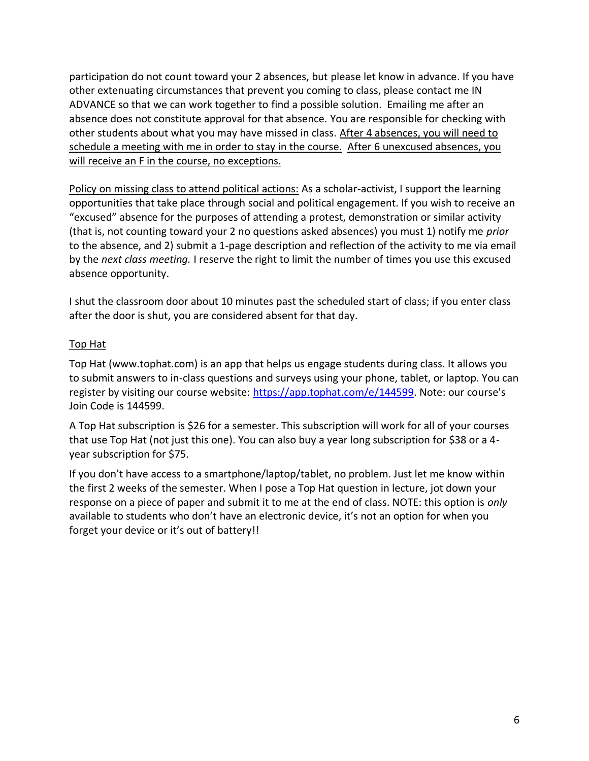participation do not count toward your 2 absences, but please let know in advance. If you have other extenuating circumstances that prevent you coming to class, please contact me IN ADVANCE so that we can work together to find a possible solution. Emailing me after an absence does not constitute approval for that absence. You are responsible for checking with other students about what you may have missed in class. <u>After 4 absences, you will need to schedule a meeting with me in order to stay in the course.</u> <u>After 6 unexcused absences, you will receive an F in the course, no exceptions.</u>

<u>Policy on missing class to attend political actions:</u> As a scholar-activist, I support the learning opportunities that take place through social and political engagement. If you wish to receive an "excused" absence for the purposes of attending a protest, demonstration or similar activity (that is, not counting toward your 2 no questions asked absences) you must 1) notify me *prior* to the absence, and 2) submit a 1-page description and reflection of the activity to me via email by the *next class meeting.* I reserve the right to limit the number of times you use this excused absence opportunity.

I shut the classroom door about 10 minutes past the scheduled start of class; if you enter class after the door is shut, you are considered absent for that day.

<u>Top Hat</u>

Top Hat (www.tophat.com) is an app that helps us engage students during class. It allows you to submit answers to in-class questions and surveys using your phone, tablet, or laptop. You can register by visiting our course website: [https://app.tophat.com/e/144599](https://app.tophat.com/e/144599). Note: our course's Join Code is 144599.

A Top Hat subscription is $26 for a semester. This subscription will work for all of your courses that use Top Hat (not just this one). You can also buy a year long subscription for $38 or a 4-year subscription for $75.

If you don't have access to a smartphone/laptop/tablet, no problem. Just let me know within the first 2 weeks of the semester. When I pose a Top Hat question in lecture, jot down your response on a piece of paper and submit it to me at the end of class. NOTE: this option is *only* available to students who don't have an electronic device, it's not an option for when you forget your device or it's out of battery!!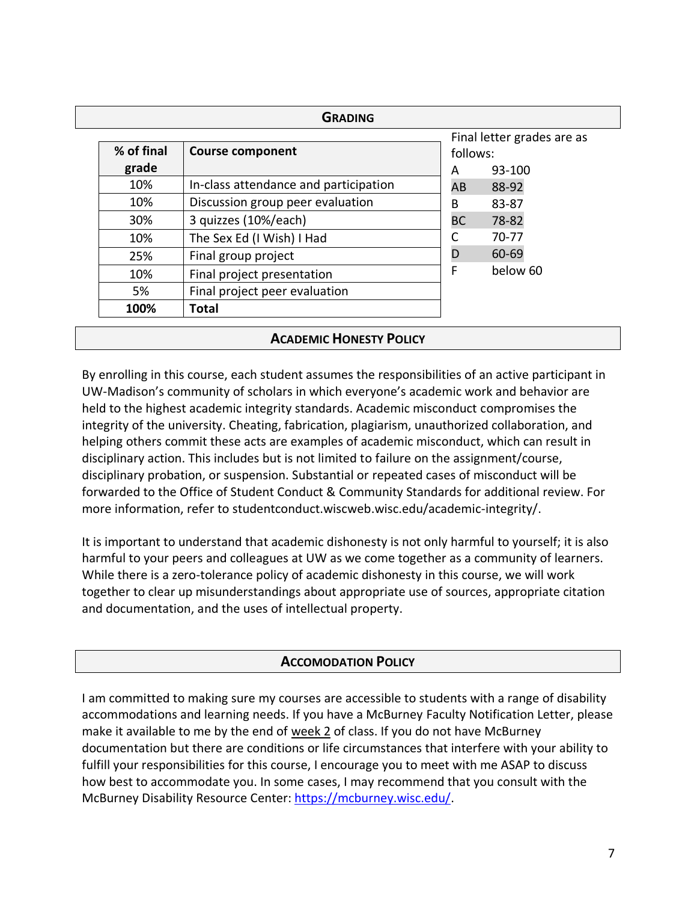## GRADING

| % of final grade | Course component |
|---|---|
| 10% | In-class attendance and participation |
| 10% | Discussion group peer evaluation |
| 30% | 3 quizzes (10%/each) |
| 10% | The Sex Ed (I Wish) I Had |
| 25% | Final group project |
| 10% | Final project presentation |
| 5% | Final project peer evaluation |
| **100%** | **Total** |

Final letter grades are as follows:

| | |
|---|---|
| A | 93-100 |
| AB | 88-92 |
| B | 83-87 |
| BC | 78-82 |
| C | 70-77 |
| D | 60-69 |
| F | below 60 |

## ACADEMIC HONESTY POLICY

By enrolling in this course, each student assumes the responsibilities of an active participant in UW-Madison's community of scholars in which everyone's academic work and behavior are held to the highest academic integrity standards. Academic misconduct compromises the integrity of the university. Cheating, fabrication, plagiarism, unauthorized collaboration, and helping others commit these acts are examples of academic misconduct, which can result in disciplinary action. This includes but is not limited to failure on the assignment/course, disciplinary probation, or suspension. Substantial or repeated cases of misconduct will be forwarded to the Office of Student Conduct & Community Standards for additional review. For more information, refer to studentconduct.wiscweb.wisc.edu/academic-integrity/.

It is important to understand that academic dishonesty is not only harmful to yourself; it is also harmful to your peers and colleagues at UW as we come together as a community of learners. While there is a zero-tolerance policy of academic dishonesty in this course, we will work together to clear up misunderstandings about appropriate use of sources, appropriate citation and documentation, and the uses of intellectual property.

## ACCOMODATION POLICY

I am committed to making sure my courses are accessible to students with a range of disability accommodations and learning needs. If you have a McBurney Faculty Notification Letter, please make it available to me by the end of week 2 of class. If you do not have McBurney documentation but there are conditions or life circumstances that interfere with your ability to fulfill your responsibilities for this course, I encourage you to meet with me ASAP to discuss how best to accommodate you. In some cases, I may recommend that you consult with the McBurney Disability Resource Center: https://mcburney.wisc.edu/.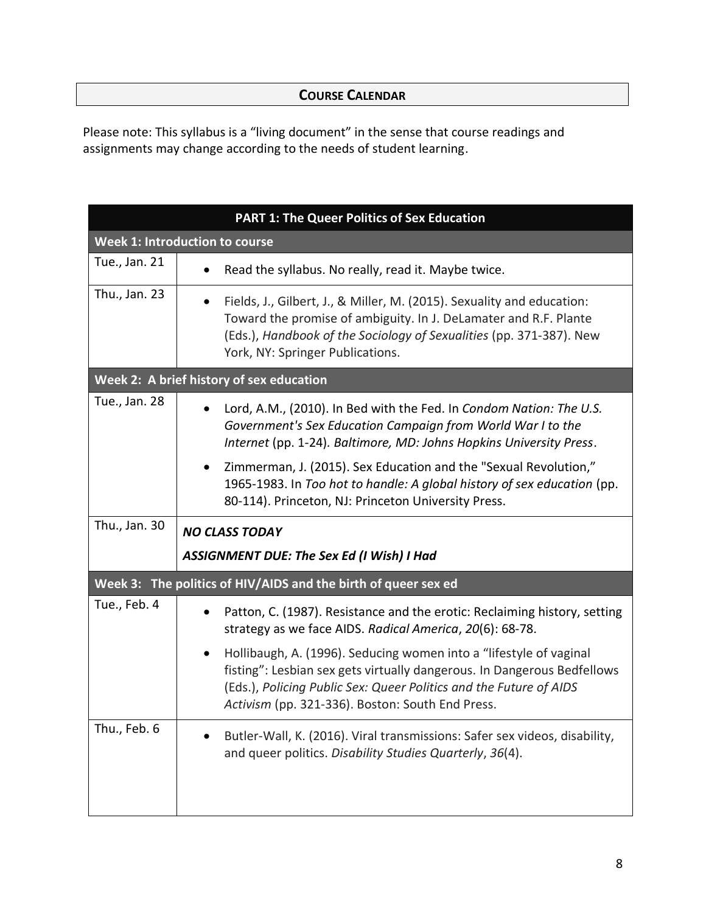## COURSE CALENDAR

Please note: This syllabus is a "living document" in the sense that course readings and assignments may change according to the needs of student learning.

| **PART 1: The Queer Politics of Sex Education** | |
|---|---|
| **Week 1: Introduction to course** | |
| Tue., Jan. 21 | • Read the syllabus. No really, read it. Maybe twice. |
| Thu., Jan. 23 | • Fields, J., Gilbert, J., & Miller, M. (2015). Sexuality and education: Toward the promise of ambiguity. In J. DeLamater and R.F. Plante (Eds.), *Handbook of the Sociology of Sexualities* (pp. 371-387). New York, NY: Springer Publications. |
| **Week 2: A brief history of sex education** | |
| Tue., Jan. 28 | • Lord, A.M., (2010). In Bed with the Fed. In *Condom Nation: The U.S. Government's Sex Education Campaign from World War I to the Internet* (pp. 1-24)*. Baltimore, MD: Johns Hopkins University Press*. <br> • Zimmerman, J. (2015). Sex Education and the "Sexual Revolution," 1965-1983. In *Too hot to handle: A global history of sex education* (pp. 80-114). Princeton, NJ: Princeton University Press. |
| Thu., Jan. 30 | ***NO CLASS TODAY*** <br> ***ASSIGNMENT DUE: The Sex Ed (I Wish) I Had*** |
| **Week 3: The politics of HIV/AIDS and the birth of queer sex ed** | |
| Tue., Feb. 4 | • Patton, C. (1987). Resistance and the erotic: Reclaiming history, setting strategy as we face AIDS. *Radical America*, *20*(6): 68-78. <br> • Hollibaugh, A. (1996). Seducing women into a "lifestyle of vaginal fisting": Lesbian sex gets virtually dangerous. In Dangerous Bedfellows (Eds.), *Policing Public Sex: Queer Politics and the Future of AIDS Activism* (pp. 321-336). Boston: South End Press. |
| Thu., Feb. 6 | • Butler-Wall, K. (2016). Viral transmissions: Safer sex videos, disability, and queer politics. *Disability Studies Quarterly*, *36*(4). |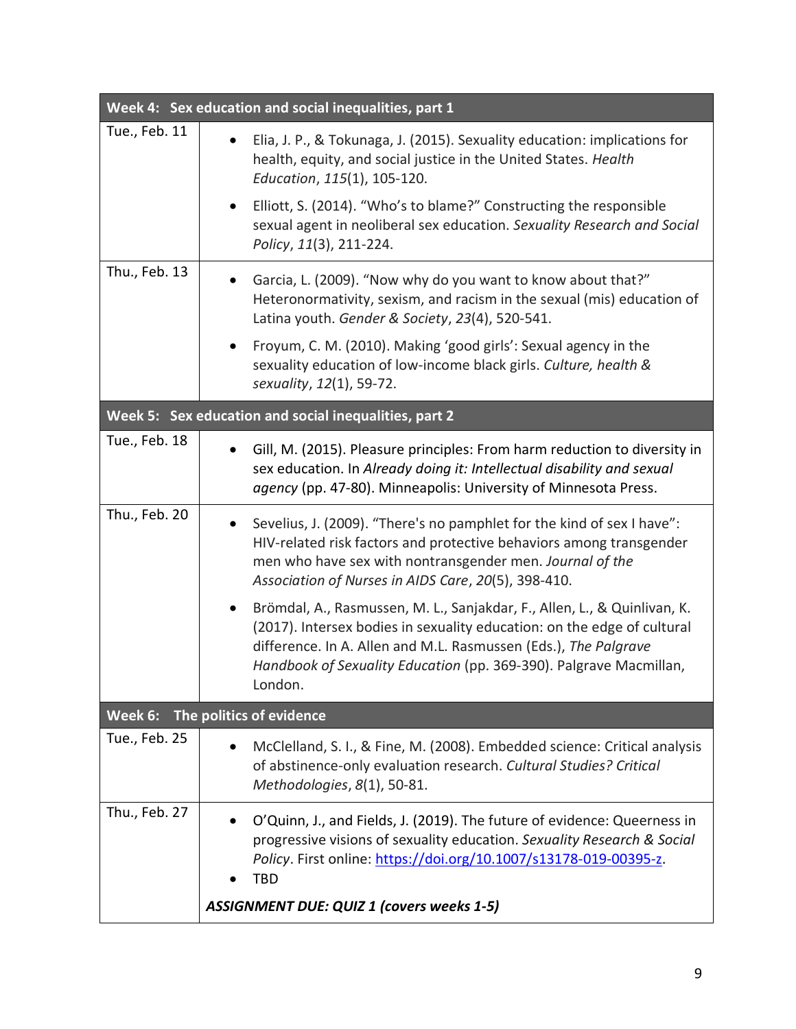| Week 4: Sex education and social inequalities, part 1 | |
|---|---|
| Tue., Feb. 11 | • Elia, J. P., & Tokunaga, J. (2015). Sexuality education: implications for health, equity, and social justice in the United States. *Health Education*, *115*(1), 105-120.<br>• Elliott, S. (2014). "Who's to blame?" Constructing the responsible sexual agent in neoliberal sex education. *Sexuality Research and Social Policy*, *11*(3), 211-224. |
| Thu., Feb. 13 | • Garcia, L. (2009). "Now why do you want to know about that?" Heteronormativity, sexism, and racism in the sexual (mis) education of Latina youth. *Gender & Society*, *23*(4), 520-541.<br>• Froyum, C. M. (2010). Making 'good girls': Sexual agency in the sexuality education of low-income black girls. *Culture, health & sexuality*, *12*(1), 59-72. |
| **Week 5: Sex education and social inequalities, part 2** | |
| Tue., Feb. 18 | • Gill, M. (2015). Pleasure principles: From harm reduction to diversity in sex education. In *Already doing it: Intellectual disability and sexual agency* (pp. 47-80). Minneapolis: University of Minnesota Press. |
| Thu., Feb. 20 | • Sevelius, J. (2009). "There's no pamphlet for the kind of sex I have": HIV-related risk factors and protective behaviors among transgender men who have sex with nontransgender men. *Journal of the Association of Nurses in AIDS Care*, *20*(5), 398-410.<br>• Brömdal, A., Rasmussen, M. L., Sanjakdar, F., Allen, L., & Quinlivan, K. (2017). Intersex bodies in sexuality education: on the edge of cultural difference. In A. Allen and M.L. Rasmussen (Eds.), *The Palgrave Handbook of Sexuality Education* (pp. 369-390). Palgrave Macmillan, London. |
| **Week 6: The politics of evidence** | |
| Tue., Feb. 25 | • McClelland, S. I., & Fine, M. (2008). Embedded science: Critical analysis of abstinence-only evaluation research. *Cultural Studies? Critical Methodologies*, *8*(1), 50-81. |
| Thu., Feb. 27 | • O'Quinn, J., and Fields, J. (2019). The future of evidence: Queerness in progressive visions of sexuality education. *Sexuality Research & Social Policy*. First online: https://doi.org/10.1007/s13178-019-00395-z.<br>• TBD<br>***ASSIGNMENT DUE: QUIZ 1 (covers weeks 1-5)*** |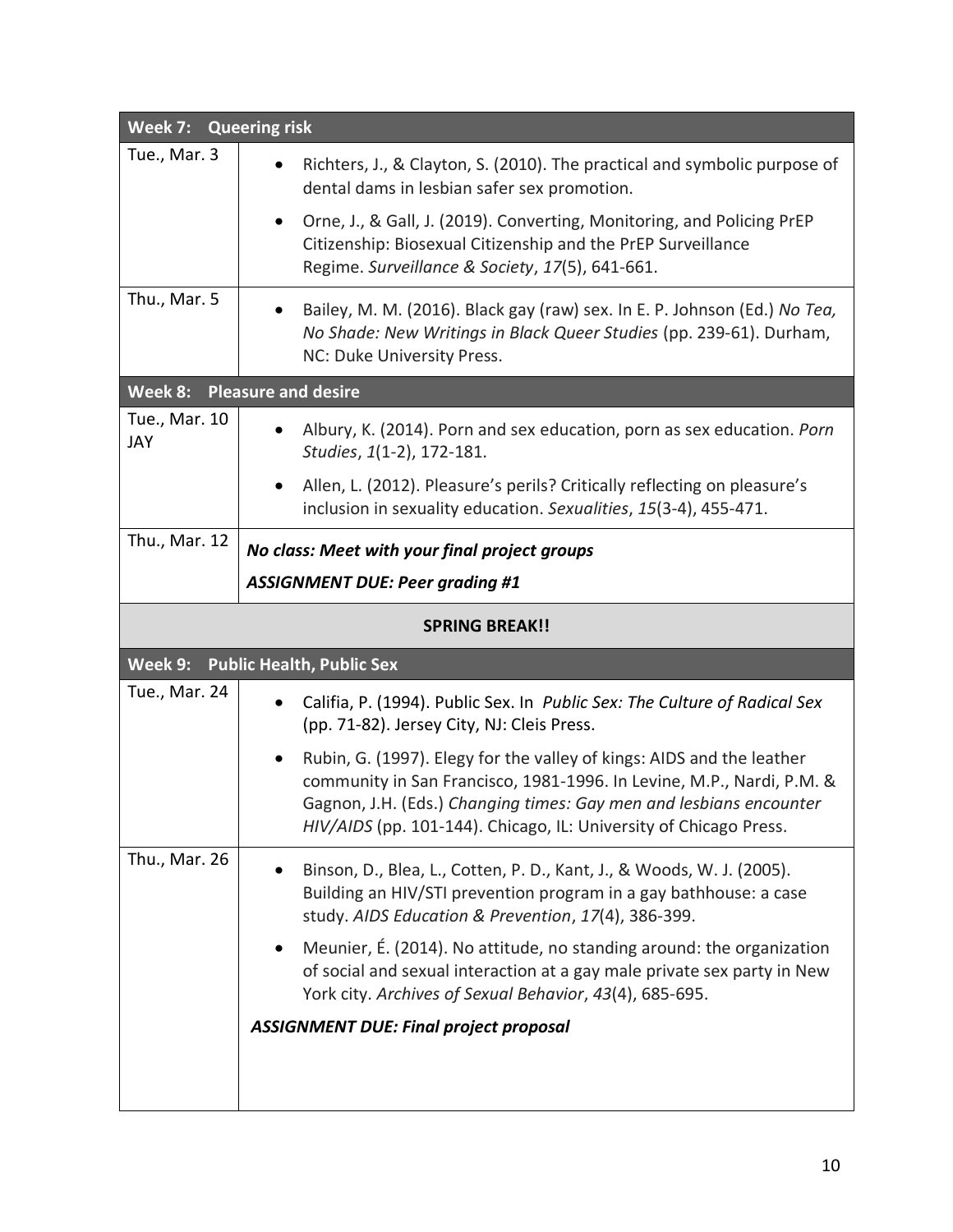| Week 7: Queering risk | |
|---|---|
| Tue., Mar. 3 | • Richters, J., & Clayton, S. (2010). The practical and symbolic purpose of dental dams in lesbian safer sex promotion.<br>• Orne, J., & Gall, J. (2019). Converting, Monitoring, and Policing PrEP Citizenship: Biosexual Citizenship and the PrEP Surveillance Regime. *Surveillance & Society*, *17*(5), 641-661. |
| Thu., Mar. 5 | • Bailey, M. M. (2016). Black gay (raw) sex. In E. P. Johnson (Ed.) *No Tea, No Shade: New Writings in Black Queer Studies* (pp. 239-61). Durham, NC: Duke University Press. |
| **Week 8: Pleasure and desire** | |
| Tue., Mar. 10<br>JAY | • Albury, K. (2014). Porn and sex education, porn as sex education. *Porn Studies*, *1*(1-2), 172-181.<br>• Allen, L. (2012). Pleasure's perils? Critically reflecting on pleasure's inclusion in sexuality education. *Sexualities*, *15*(3-4), 455-471. |
| Thu., Mar. 12 | ***No class: Meet with your final project groups***<br>***ASSIGNMENT DUE: Peer grading #1*** |
| **SPRING BREAK!!** | |
| **Week 9: Public Health, Public Sex** | |
| Tue., Mar. 24 | • Califia, P. (1994). Public Sex. In *Public Sex: The Culture of Radical Sex* (pp. 71-82). Jersey City, NJ: Cleis Press.<br>• Rubin, G. (1997). Elegy for the valley of kings: AIDS and the leather community in San Francisco, 1981-1996. In Levine, M.P., Nardi, P.M. & Gagnon, J.H. (Eds.) *Changing times: Gay men and lesbians encounter HIV/AIDS* (pp. 101-144). Chicago, IL: University of Chicago Press. |
| Thu., Mar. 26 | • Binson, D., Blea, L., Cotten, P. D., Kant, J., & Woods, W. J. (2005). Building an HIV/STI prevention program in a gay bathhouse: a case study. *AIDS Education & Prevention*, *17*(4), 386-399.<br>• Meunier, É. (2014). No attitude, no standing around: the organization of social and sexual interaction at a gay male private sex party in New York city. *Archives of Sexual Behavior*, *43*(4), 685-695.<br>***ASSIGNMENT DUE: Final project proposal*** |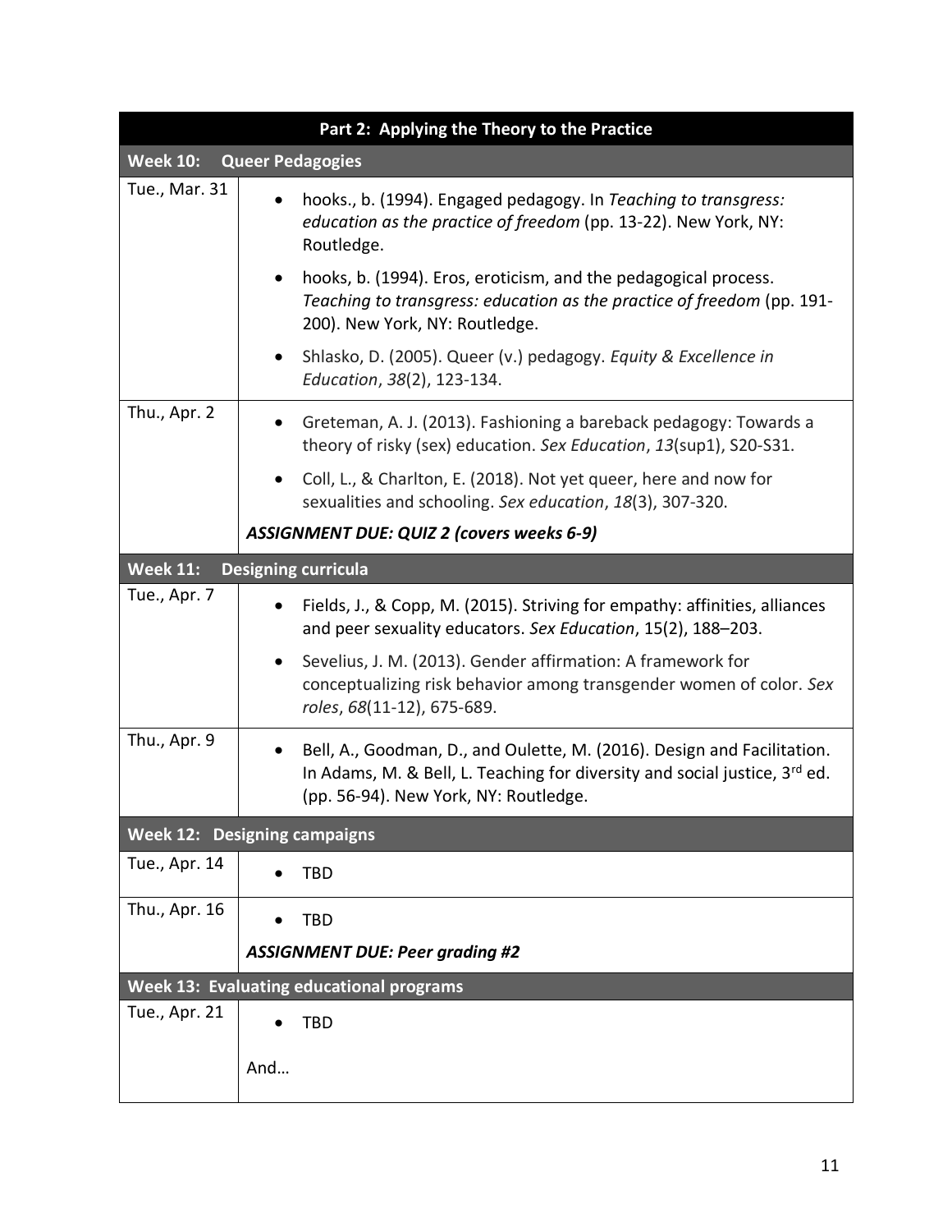| Part 2: Applying the Theory to the Practice | |
|---|---|
| **Week 10: Queer Pedagogies** | |
| Tue., Mar. 31 | • hooks., b. (1994). Engaged pedagogy. In *Teaching to transgress: education as the practice of freedom* (pp. 13-22). New York, NY: Routledge.<br>• hooks, b. (1994). Eros, eroticism, and the pedagogical process. *Teaching to transgress: education as the practice of freedom* (pp. 191-200). New York, NY: Routledge.<br>• Shlasko, D. (2005). Queer (v.) pedagogy. *Equity & Excellence in Education*, *38*(2), 123-134. |
| Thu., Apr. 2 | • Greteman, A. J. (2013). Fashioning a bareback pedagogy: Towards a theory of risky (sex) education. *Sex Education*, *13*(sup1), S20-S31.<br>• Coll, L., & Charlton, E. (2018). Not yet queer, here and now for sexualities and schooling. *Sex education*, *18*(3), 307-320.<br>***ASSIGNMENT DUE: QUIZ 2 (covers weeks 6-9)*** |
| **Week 11: Designing curricula** | |
| Tue., Apr. 7 | • Fields, J., & Copp, M. (2015). Striving for empathy: affinities, alliances and peer sexuality educators. *Sex Education*, 15(2), 188–203.<br>• Sevelius, J. M. (2013). Gender affirmation: A framework for conceptualizing risk behavior among transgender women of color. *Sex roles*, *68*(11-12), 675-689. |
| Thu., Apr. 9 | • Bell, A., Goodman, D., and Oulette, M. (2016). Design and Facilitation. In Adams, M. & Bell, L. Teaching for diversity and social justice, 3rd ed. (pp. 56-94). New York, NY: Routledge. |
| **Week 12: Designing campaigns** | |
| Tue., Apr. 14 | • TBD |
| Thu., Apr. 16 | • TBD<br>***ASSIGNMENT DUE: Peer grading #2*** |
| **Week 13: Evaluating educational programs** | |
| Tue., Apr. 21 | • TBD<br><br>And… |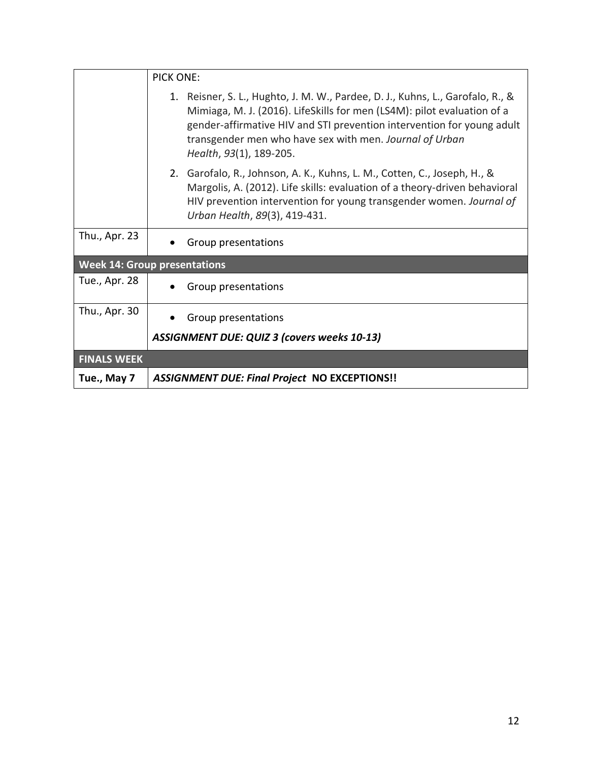| | |
|---|---|
| | PICK ONE:<br>1. Reisner, S. L., Hughto, J. M. W., Pardee, D. J., Kuhns, L., Garofalo, R., & Mimiaga, M. J. (2016). LifeSkills for men (LS4M): pilot evaluation of a gender-affirmative HIV and STI prevention intervention for young adult transgender men who have sex with men. *Journal of Urban Health*, *93*(1), 189-205.<br>2. Garofalo, R., Johnson, A. K., Kuhns, L. M., Cotten, C., Joseph, H., & Margolis, A. (2012). Life skills: evaluation of a theory-driven behavioral HIV prevention intervention for young transgender women. *Journal of Urban Health*, *89*(3), 419-431. |
| Thu., Apr. 23 | • Group presentations |
| **Week 14: Group presentations** | |
| Tue., Apr. 28 | • Group presentations |
| Thu., Apr. 30 | • Group presentations<br>***ASSIGNMENT DUE: QUIZ 3 (covers weeks 10-13)*** |
| **FINALS WEEK** | |
| **Tue., May 7** | ***ASSIGNMENT DUE: Final Project*** **NO EXCEPTIONS!!** |